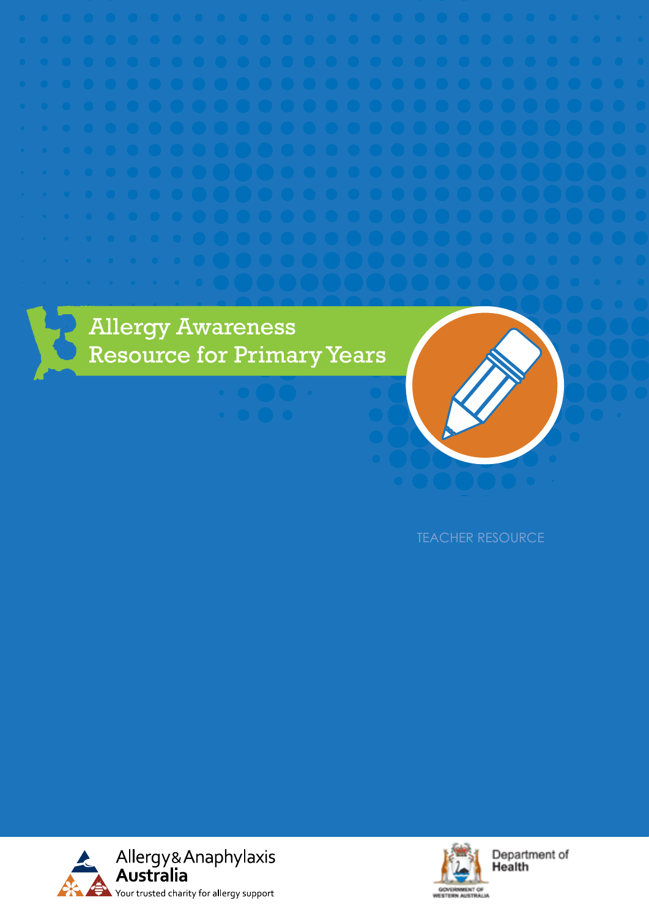# Allergy Awareness Resource for Primary Years

TEACHER RESOURCE

Allergy & Anaphylaxis Australia
Your trusted charity for allergy support

Government of Western Australia
Department of Health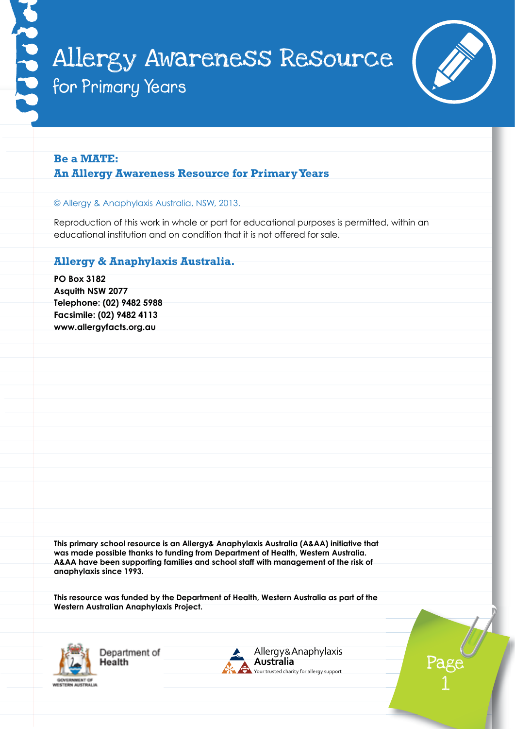# Allergy Awareness Resource

## for Primary Years

**Be a MATE:**
**An Allergy Awareness Resource for Primary Years**

© Allergy & Anaphylaxis Australia, NSW, 2013.

Reproduction of this work in whole or part for educational purposes is permitted, within an educational institution and on condition that it is not offered for sale.

### Allergy & Anaphylaxis Australia.

**PO Box 3182**
**Asquith NSW 2077**
**Telephone: (02) 9482 5988**
**Facsimile: (02) 9482 4113**
**www.allergyfacts.org.au**

**This primary school resource is an Allergy& Anaphylaxis Australia (A&AA) initiative that was made possible thanks to funding from Department of Health, Western Australia. A&AA have been supporting families and school staff with management of the risk of anaphylaxis since 1993.**

**This resource was funded by the Department of Health, Western Australia as part of the Western Australian Anaphylaxis Project.**

Department of Health
GOVERNMENT OF WESTERN AUSTRALIA

Allergy & Anaphylaxis Australia
Your trusted charity for allergy support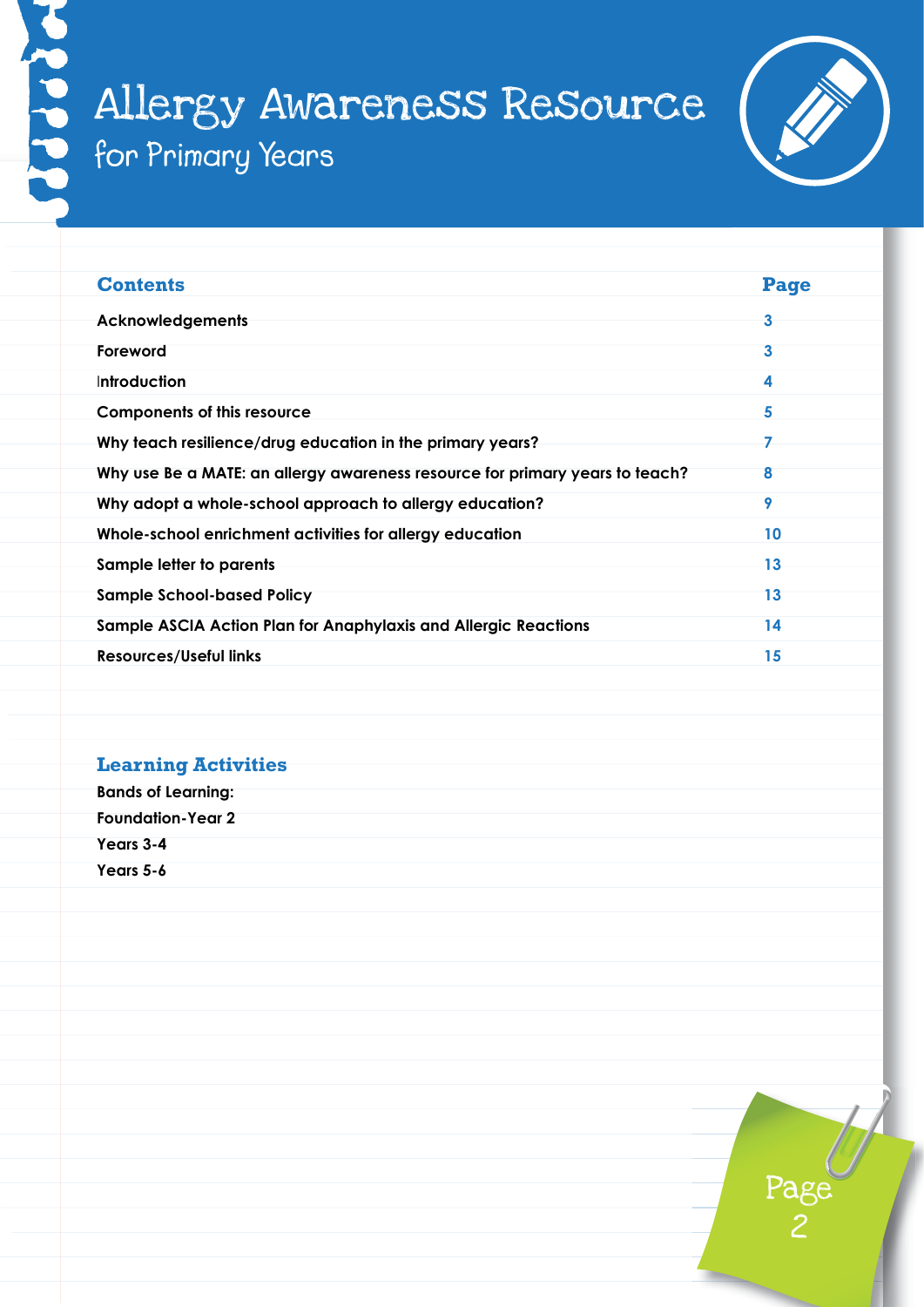# Allergy Awareness Resource
## for Primary Years

| Contents | Page |
|---|---|
| Acknowledgements | 3 |
| Foreword | 3 |
| Introduction | 4 |
| Components of this resource | 5 |
| Why teach resilience/drug education in the primary years? | 7 |
| Why use Be a MATE: an allergy awareness resource for primary years to teach? | 8 |
| Why adopt a whole-school approach to allergy education? | 9 |
| Whole-school enrichment activities for allergy education | 10 |
| Sample letter to parents | 13 |
| Sample School-based Policy | 13 |
| Sample ASCIA Action Plan for Anaphylaxis and Allergic Reactions | 14 |
| Resources/Useful links | 15 |

## Learning Activities

**Bands of Learning:**

**Foundation-Year 2**

**Years 3-4**

**Years 5-6**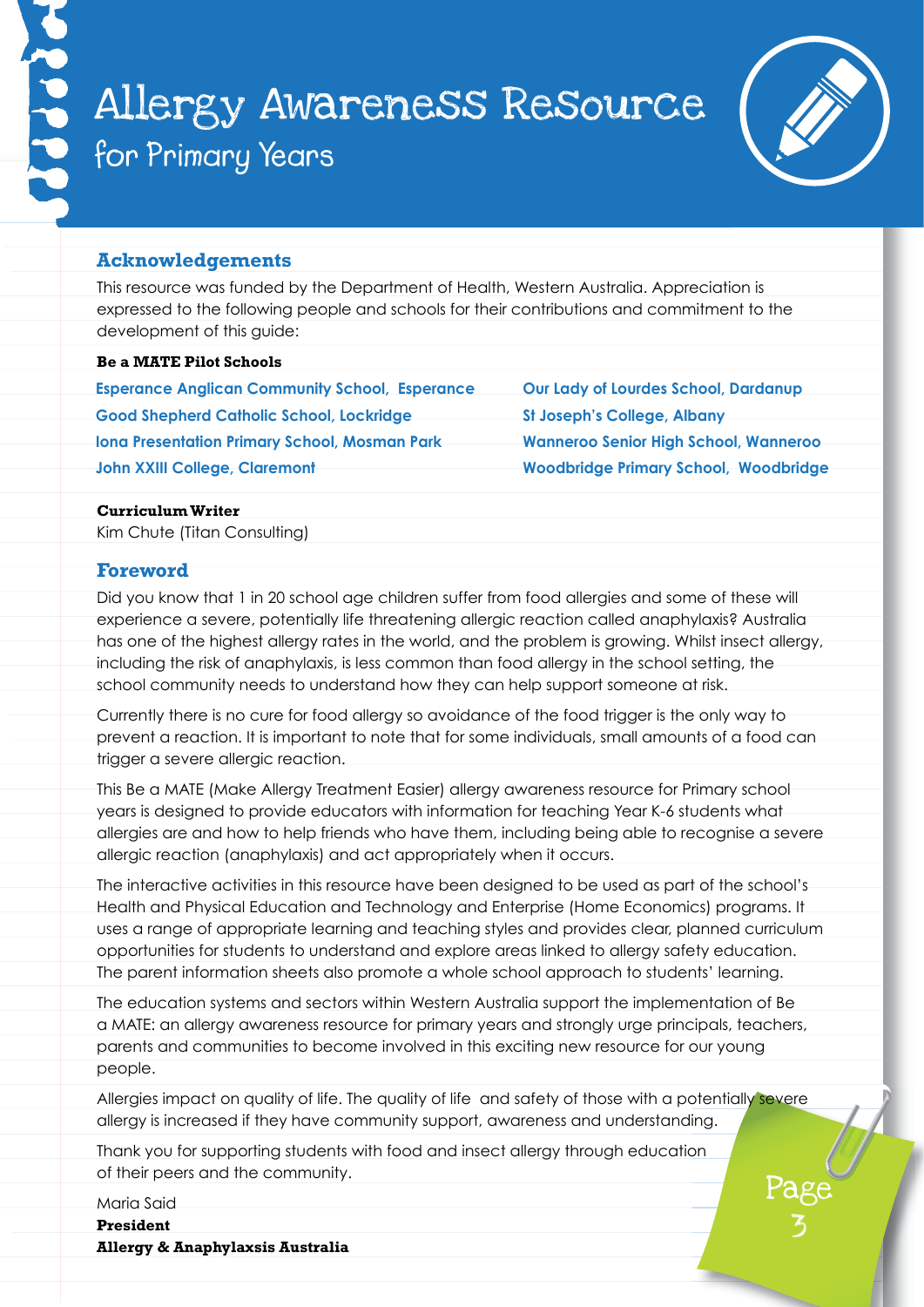# Allergy Awareness Resource

## for Primary Years

### Acknowledgements

This resource was funded by the Department of Health, Western Australia. Appreciation is expressed to the following people and schools for their contributions and commitment to the development of this guide:

**Be a MATE Pilot Schools**

Esperance Anglican Community School, Esperance
Good Shepherd Catholic School, Lockridge
Iona Presentation Primary School, Mosman Park
John XXIII College, Claremont
Our Lady of Lourdes School, Dardanup
St Joseph's College, Albany
Wanneroo Senior High School, Wanneroo
Woodbridge Primary School, Woodbridge

**Curriculum Writer**
Kim Chute (Titan Consulting)

### Foreword

Did you know that 1 in 20 school age children suffer from food allergies and some of these will experience a severe, potentially life threatening allergic reaction called anaphylaxis? Australia has one of the highest allergy rates in the world, and the problem is growing. Whilst insect allergy, including the risk of anaphylaxis, is less common than food allergy in the school setting, the school community needs to understand how they can help support someone at risk.

Currently there is no cure for food allergy so avoidance of the food trigger is the only way to prevent a reaction. It is important to note that for some individuals, small amounts of a food can trigger a severe allergic reaction.

This Be a MATE (Make Allergy Treatment Easier) allergy awareness resource for Primary school years is designed to provide educators with information for teaching Year K-6 students what allergies are and how to help friends who have them, including being able to recognise a severe allergic reaction (anaphylaxis) and act appropriately when it occurs.

The interactive activities in this resource have been designed to be used as part of the school's Health and Physical Education and Technology and Enterprise (Home Economics) programs. It uses a range of appropriate learning and teaching styles and provides clear, planned curriculum opportunities for students to understand and explore areas linked to allergy safety education. The parent information sheets also promote a whole school approach to students' learning.

The education systems and sectors within Western Australia support the implementation of Be a MATE: an allergy awareness resource for primary years and strongly urge principals, teachers, parents and communities to become involved in this exciting new resource for our young people.

Allergies impact on quality of life. The quality of life and safety of those with a potentially severe allergy is increased if they have community support, awareness and understanding.

Thank you for supporting students with food and insect allergy through education of their peers and the community.

Maria Said
**President**
**Allergy & Anaphylaxsis Australia**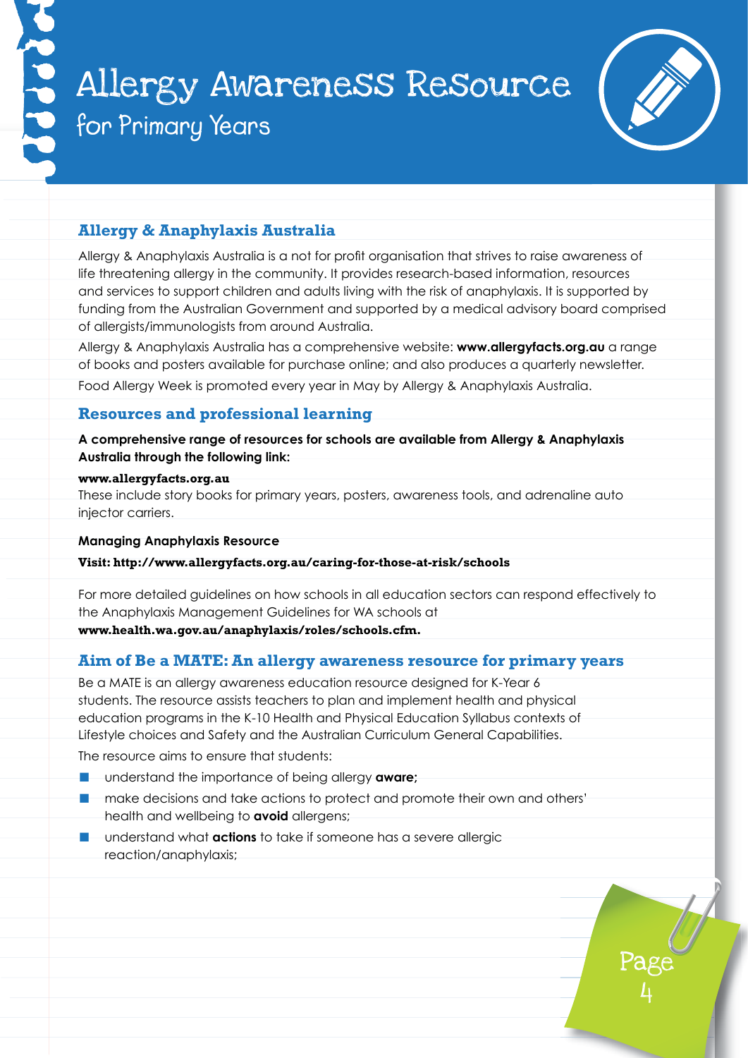## Allergy & Anaphylaxis Australia

Allergy & Anaphylaxis Australia is a not for profit organisation that strives to raise awareness of life threatening allergy in the community. It provides research-based information, resources and services to support children and adults living with the risk of anaphylaxis. It is supported by funding from the Australian Government and supported by a medical advisory board comprised of allergists/immunologists from around Australia.

Allergy & Anaphylaxis Australia has a comprehensive website: **www.allergyfacts.org.au** a range of books and posters available for purchase online; and also produces a quarterly newsletter.

Food Allergy Week is promoted every year in May by Allergy & Anaphylaxis Australia.

## Resources and professional learning

**A comprehensive range of resources for schools are available from Allergy & Anaphylaxis Australia through the following link:**

**www.allergyfacts.org.au**

These include story books for primary years, posters, awareness tools, and adrenaline auto injector carriers.

**Managing Anaphylaxis Resource**

**Visit: http://www.allergyfacts.org.au/caring-for-those-at-risk/schools**

For more detailed guidelines on how schools in all education sectors can respond effectively to the Anaphylaxis Management Guidelines for WA schools at **www.health.wa.gov.au/anaphylaxis/roles/schools.cfm.**

## Aim of Be a MATE: An allergy awareness resource for primary years

Be a MATE is an allergy awareness education resource designed for K-Year 6 students. The resource assists teachers to plan and implement health and physical education programs in the K-10 Health and Physical Education Syllabus contexts of Lifestyle choices and Safety and the Australian Curriculum General Capabilities.

The resource aims to ensure that students:

- understand the importance of being allergy **aware;**
- make decisions and take actions to protect and promote their own and others' health and wellbeing to **avoid** allergens;
- understand what **actions** to take if someone has a severe allergic reaction/anaphylaxis;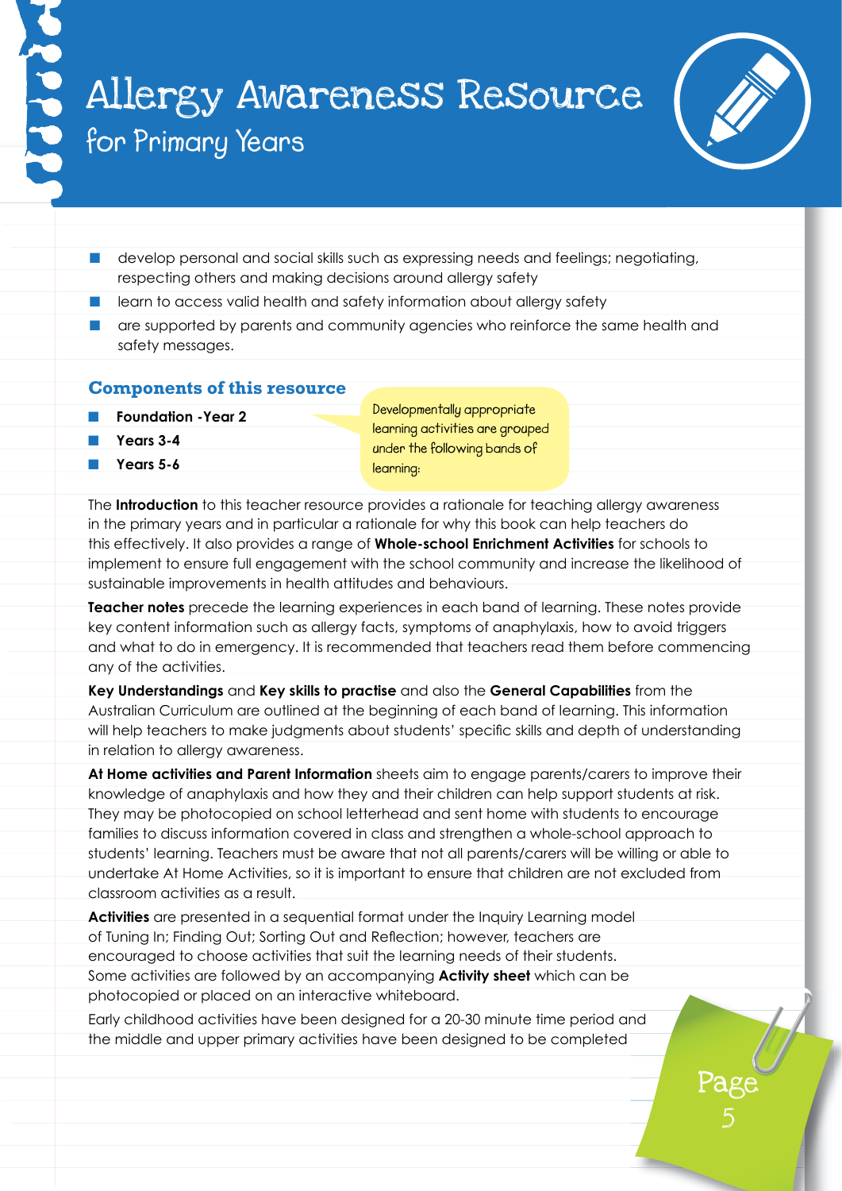- develop personal and social skills such as expressing needs and feelings; negotiating, respecting others and making decisions around allergy safety
- learn to access valid health and safety information about allergy safety
- are supported by parents and community agencies who reinforce the same health and safety messages.

## Components of this resource

Developmentally appropriate learning activities are grouped under the following bands of learning:

- **Foundation -Year 2**
- **Years 3-4**
- **Years 5-6**

The **Introduction** to this teacher resource provides a rationale for teaching allergy awareness in the primary years and in particular a rationale for why this book can help teachers do this effectively. It also provides a range of **Whole-school Enrichment Activities** for schools to implement to ensure full engagement with the school community and increase the likelihood of sustainable improvements in health attitudes and behaviours.

**Teacher notes** precede the learning experiences in each band of learning. These notes provide key content information such as allergy facts, symptoms of anaphylaxis, how to avoid triggers and what to do in emergency. It is recommended that teachers read them before commencing any of the activities.

**Key Understandings** and **Key skills to practise** and also the **General Capabilities** from the Australian Curriculum are outlined at the beginning of each band of learning. This information will help teachers to make judgments about students' specific skills and depth of understanding in relation to allergy awareness.

**At Home activities and Parent Information** sheets aim to engage parents/carers to improve their knowledge of anaphylaxis and how they and their children can help support students at risk. They may be photocopied on school letterhead and sent home with students to encourage families to discuss information covered in class and strengthen a whole-school approach to students' learning. Teachers must be aware that not all parents/carers will be willing or able to undertake At Home Activities, so it is important to ensure that children are not excluded from classroom activities as a result.

**Activities** are presented in a sequential format under the Inquiry Learning model of Tuning In; Finding Out; Sorting Out and Reflection; however, teachers are encouraged to choose activities that suit the learning needs of their students. Some activities are followed by an accompanying **Activity sheet** which can be photocopied or placed on an interactive whiteboard.

Early childhood activities have been designed for a 20-30 minute time period and the middle and upper primary activities have been designed to be completed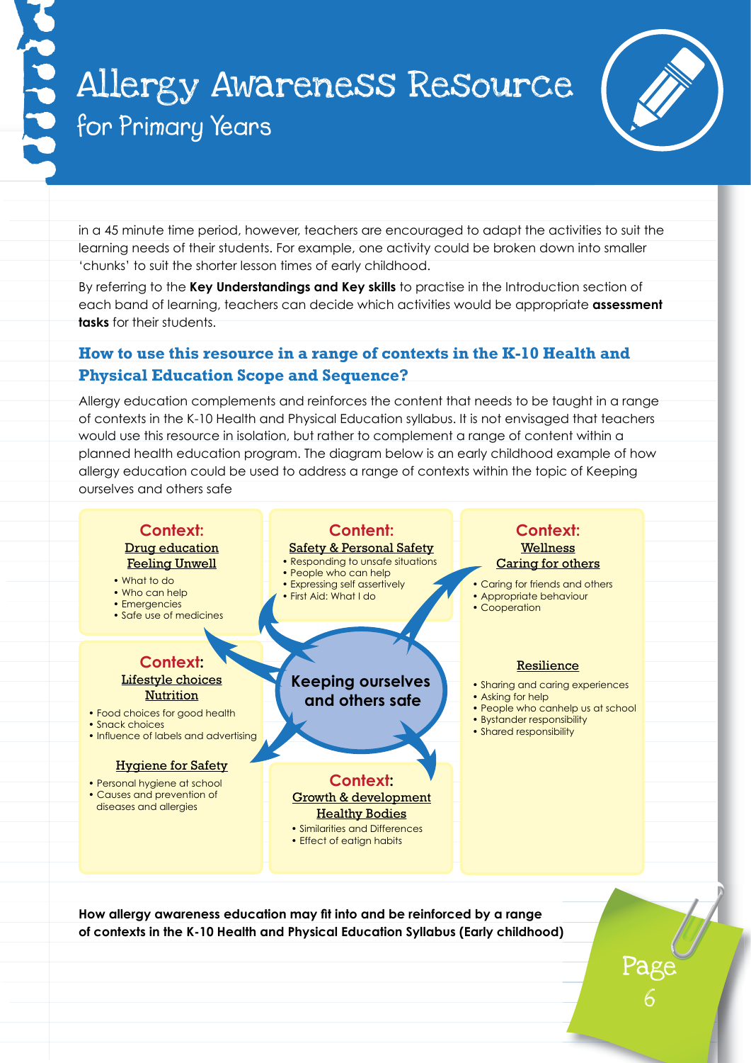in a 45 minute time period, however, teachers are encouraged to adapt the activities to suit the learning needs of their students. For example, one activity could be broken down into smaller 'chunks' to suit the shorter lesson times of early childhood.

By referring to the **Key Understandings and Key skills** to practise in the Introduction section of each band of learning, teachers can decide which activities would be appropriate **assessment tasks** for their students.

## How to use this resource in a range of contexts in the K-10 Health and Physical Education Scope and Sequence?

Allergy education complements and reinforces the content that needs to be taught in a range of contexts in the K-10 Health and Physical Education syllabus. It is not envisaged that teachers would use this resource in isolation, but rather to complement a range of content within a planned health education program. The diagram below is an early childhood example of how allergy education could be used to address a range of contexts within the topic of Keeping ourselves and others safe

**Keeping ourselves and others safe**

**Context:**
Drug education
Feeling Unwell
- What to do
- Who can help
- Emergencies
- Safe use of medicines

**Content:**
Safety & Personal Safety
- Responding to unsafe situations
- People who can help
- Expressing self assertively
- First Aid: What I do

**Context:**
Wellness
Caring for others
- Caring for friends and others
- Appropriate behaviour
- Cooperation

Resilience
- Sharing and caring experiences
- Asking for help
- People who canhelp us at school
- Bystander responsibility
- Shared responsibility

**Context:**
Lifestyle choices
Nutrition
- Food choices for good health
- Snack choices
- Influence of labels and advertising

Hygiene for Safety
- Personal hygiene at school
- Causes and prevention of diseases and allergies

**Context:**
Growth & development
Healthy Bodies
- Similarities and Differences
- Effect of eatign habits

**How allergy awareness education may fit into and be reinforced by a range of contexts in the K-10 Health and Physical Education Syllabus (Early childhood)**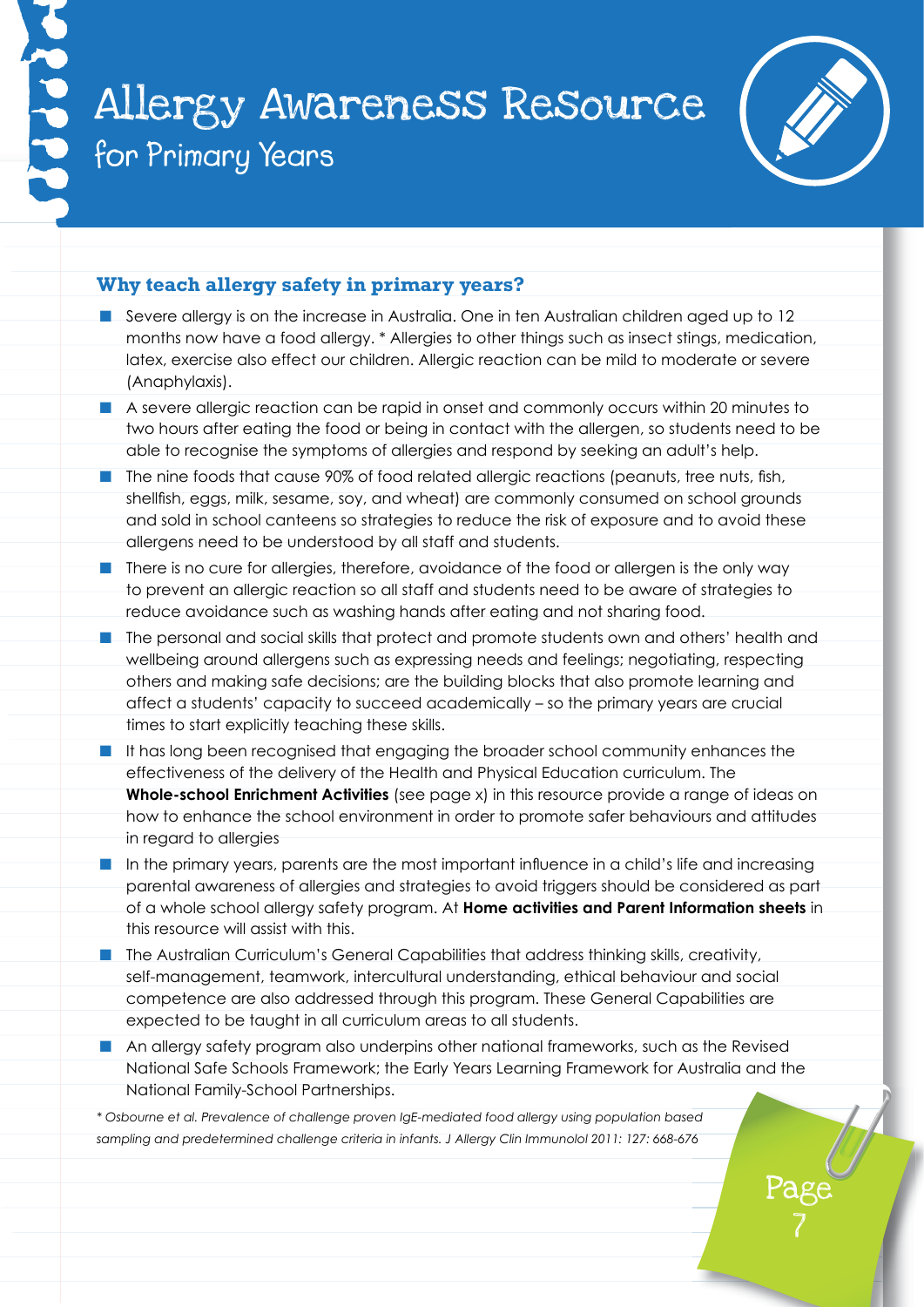# Allergy Awareness Resource

## for Primary Years

### Why teach allergy safety in primary years?

- Severe allergy is on the increase in Australia. One in ten Australian children aged up to 12 months now have a food allergy. * Allergies to other things such as insect stings, medication, latex, exercise also effect our children. Allergic reaction can be mild to moderate or severe (Anaphylaxis).
- A severe allergic reaction can be rapid in onset and commonly occurs within 20 minutes to two hours after eating the food or being in contact with the allergen, so students need to be able to recognise the symptoms of allergies and respond by seeking an adult's help.
- The nine foods that cause 90% of food related allergic reactions (peanuts, tree nuts, fish, shellfish, eggs, milk, sesame, soy, and wheat) are commonly consumed on school grounds and sold in school canteens so strategies to reduce the risk of exposure and to avoid these allergens need to be understood by all staff and students.
- There is no cure for allergies, therefore, avoidance of the food or allergen is the only way to prevent an allergic reaction so all staff and students need to be aware of strategies to reduce avoidance such as washing hands after eating and not sharing food.
- The personal and social skills that protect and promote students own and others' health and wellbeing around allergens such as expressing needs and feelings; negotiating, respecting others and making safe decisions; are the building blocks that also promote learning and affect a students' capacity to succeed academically – so the primary years are crucial times to start explicitly teaching these skills.
- It has long been recognised that engaging the broader school community enhances the effectiveness of the delivery of the Health and Physical Education curriculum. The **Whole-school Enrichment Activities** (see page x) in this resource provide a range of ideas on how to enhance the school environment in order to promote safer behaviours and attitudes in regard to allergies
- In the primary years, parents are the most important influence in a child's life and increasing parental awareness of allergies and strategies to avoid triggers should be considered as part of a whole school allergy safety program. At **Home activities and Parent Information sheets** in this resource will assist with this.
- The Australian Curriculum's General Capabilities that address thinking skills, creativity, self-management, teamwork, intercultural understanding, ethical behaviour and social competence are also addressed through this program. These General Capabilities are expected to be taught in all curriculum areas to all students.
- An allergy safety program also underpins other national frameworks, such as the Revised National Safe Schools Framework; the Early Years Learning Framework for Australia and the National Family-School Partnerships.

*\* Osbourne et al. Prevalence of challenge proven IgE-mediated food allergy using population based sampling and predetermined challenge criteria in infants. J Allergy Clin Immunolol 2011: 127: 668-676*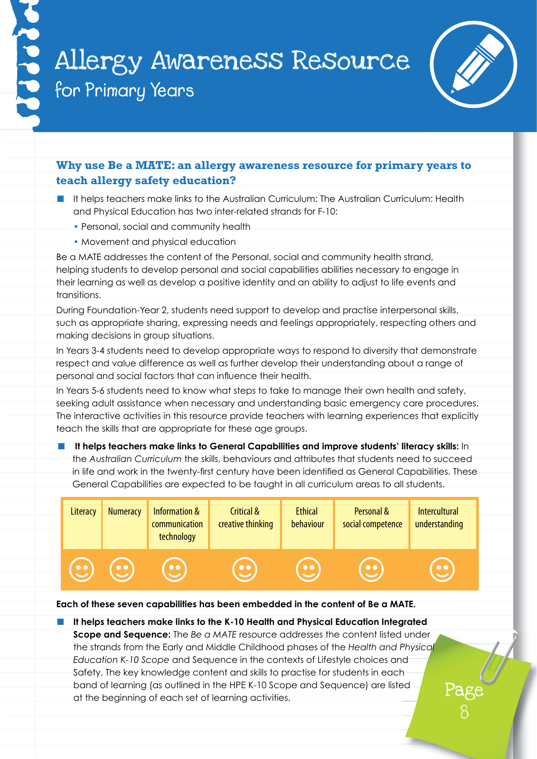# Allergy Awareness Resource
## for Primary Years

### Why use Be a MATE: an allergy awareness resource for primary years to teach allergy safety education?

- It helps teachers make links to the Australian Curriculum: The Australian Curriculum: Health and Physical Education has two inter-related strands for F-10:
  - Personal, social and community health
  - Movement and physical education

Be a MATE addresses the content of the Personal, social and community health strand, helping students to develop personal and social capabilities abilities necessary to engage in their learning as well as develop a positive identity and an ability to adjust to life events and transitions.

During Foundation-Year 2, students need support to develop and practise interpersonal skills, such as appropriate sharing, expressing needs and feelings appropriately, respecting others and making decisions in group situations.

In Years 3-4 students need to develop appropriate ways to respond to diversity that demonstrate respect and value difference as well as further develop their understanding about a range of personal and social factors that can influence their health.

In Years 5-6 students need to know what steps to take to manage their own health and safety, seeking adult assistance when necessary and understanding basic emergency care procedures. The interactive activities in this resource provide teachers with learning experiences that explicitly teach the skills that are appropriate for these age groups.

- **It helps teachers make links to General Capabilities and improve students' literacy skills:** In the *Australian Curriculum* the skills, behaviours and attributes that students need to succeed in life and work in the twenty-first century have been identified as General Capabilities. These General Capabilities are expected to be taught in all curriculum areas to all students.

| Literacy | Numeracy | Information & communication technology | Critical & creative thinking | Ethical behaviour | Personal & social competence | Intercultural understanding |
|---|---|---|---|---|---|---|
| ☺ | ☺ | ☺ | ☺ | ☺ | ☺ | ☺ |

**Each of these seven capabilities has been embedded in the content of Be a MATE.**

- **It helps teachers make links to the K-10 Health and Physical Education Integrated Scope and Sequence:** The *Be a MATE* resource addresses the content listed under the strands from the Early and Middle Childhood phases of the *Health and Physical Education K-10 Scope* and Sequence in the contexts of Lifestyle choices and Safety. The key knowledge content and skills to practise for students in each band of learning (as outlined in the HPE K-10 Scope and Sequence) are listed at the beginning of each set of learning activities.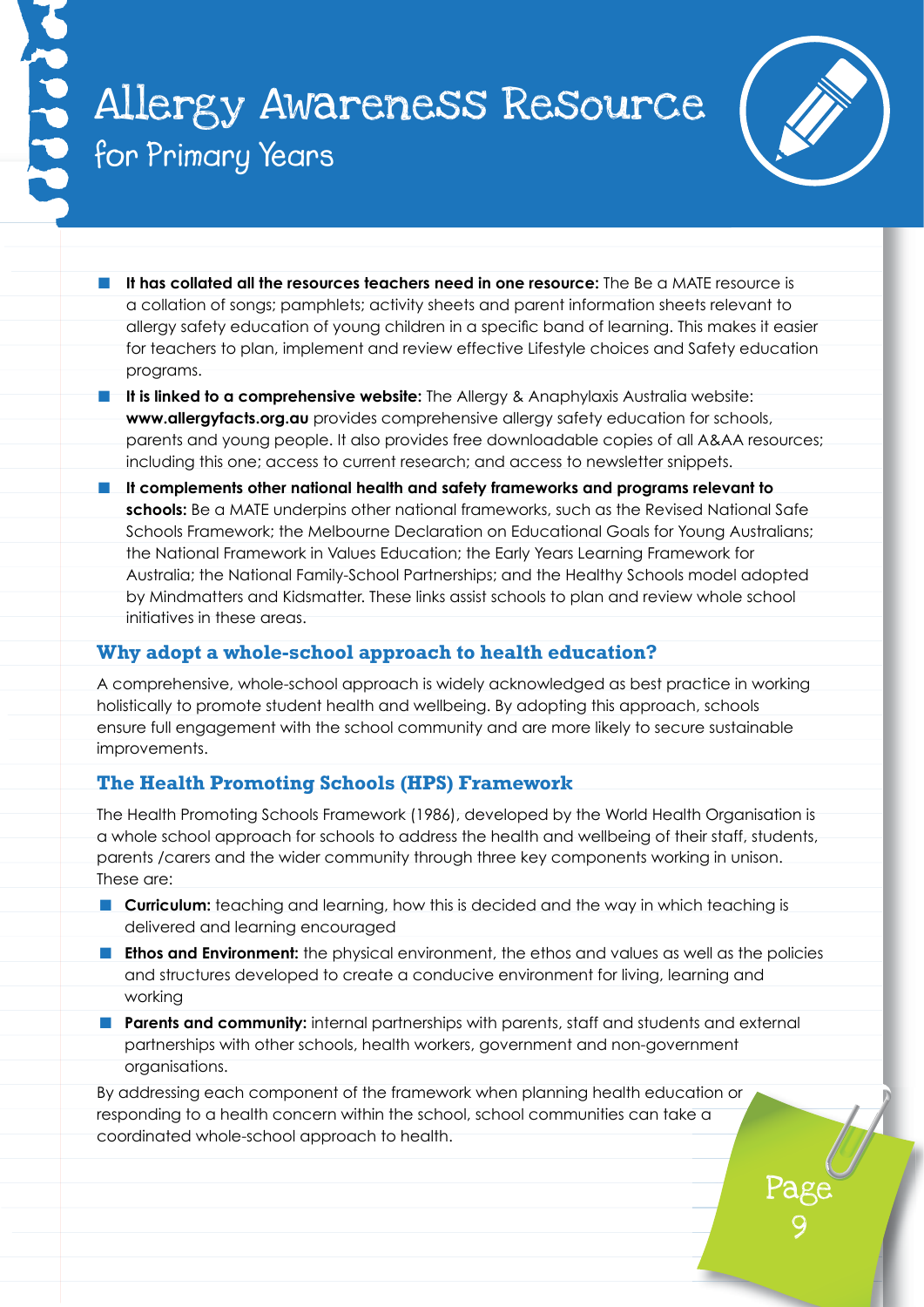- **It has collated all the resources teachers need in one resource:** The Be a MATE resource is a collation of songs; pamphlets; activity sheets and parent information sheets relevant to allergy safety education of young children in a specific band of learning. This makes it easier for teachers to plan, implement and review effective Lifestyle choices and Safety education programs.
- **It is linked to a comprehensive website:** The Allergy & Anaphylaxis Australia website: **www.allergyfacts.org.au** provides comprehensive allergy safety education for schools, parents and young people. It also provides free downloadable copies of all A&AA resources; including this one; access to current research; and access to newsletter snippets.
- **It complements other national health and safety frameworks and programs relevant to schools:** Be a MATE underpins other national frameworks, such as the Revised National Safe Schools Framework; the Melbourne Declaration on Educational Goals for Young Australians; the National Framework in Values Education; the Early Years Learning Framework for Australia; the National Family-School Partnerships; and the Healthy Schools model adopted by Mindmatters and Kidsmatter. These links assist schools to plan and review whole school initiatives in these areas.

## Why adopt a whole-school approach to health education?

A comprehensive, whole-school approach is widely acknowledged as best practice in working holistically to promote student health and wellbeing. By adopting this approach, schools ensure full engagement with the school community and are more likely to secure sustainable improvements.

## The Health Promoting Schools (HPS) Framework

The Health Promoting Schools Framework (1986), developed by the World Health Organisation is a whole school approach for schools to address the health and wellbeing of their staff, students, parents /carers and the wider community through three key components working in unison. These are:

- **Curriculum:** teaching and learning, how this is decided and the way in which teaching is delivered and learning encouraged
- **Ethos and Environment:** the physical environment, the ethos and values as well as the policies and structures developed to create a conducive environment for living, learning and working
- **Parents and community:** internal partnerships with parents, staff and students and external partnerships with other schools, health workers, government and non-government organisations.

By addressing each component of the framework when planning health education or responding to a health concern within the school, school communities can take a coordinated whole-school approach to health.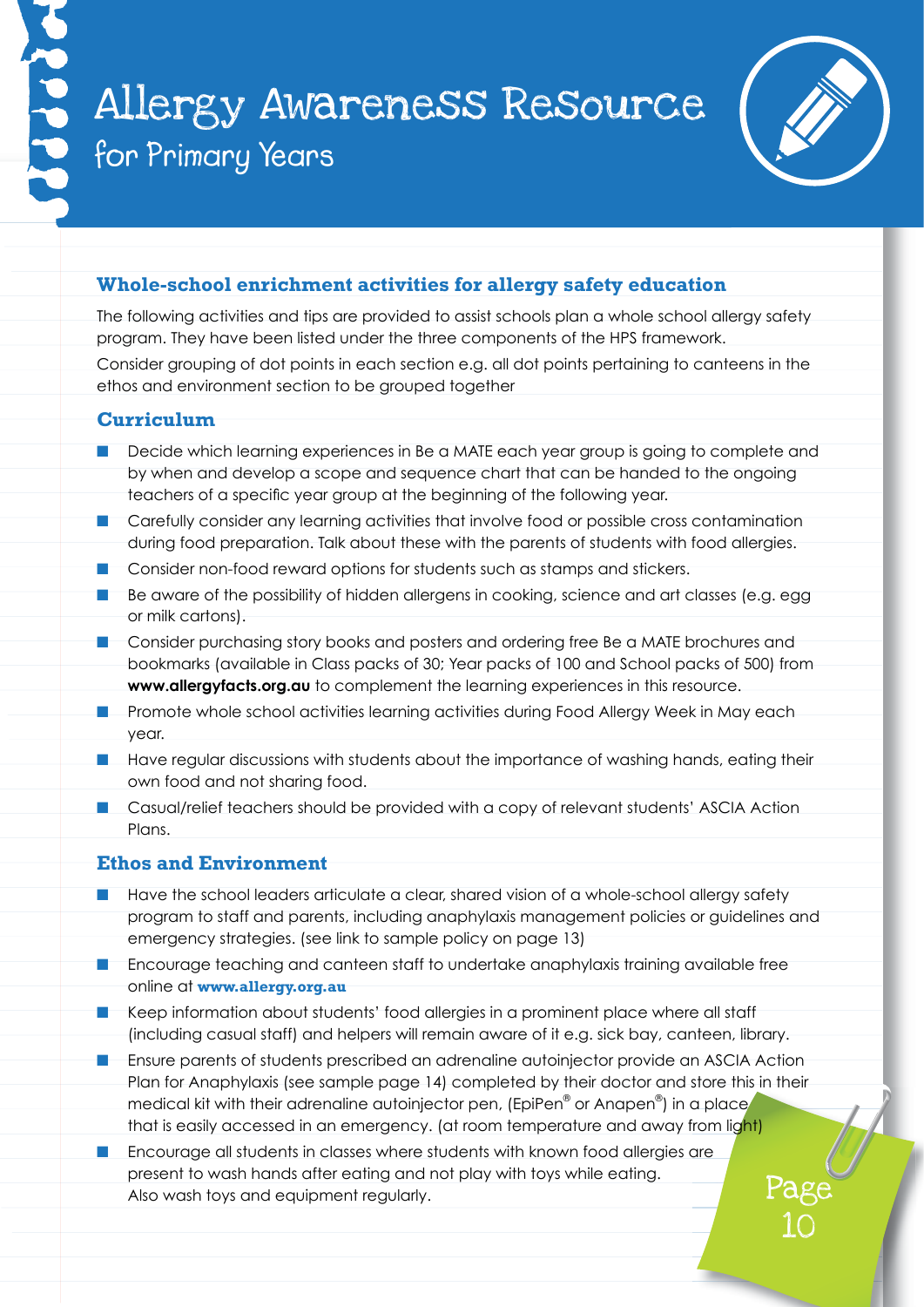# Allergy Awareness Resource
## for Primary Years

### Whole-school enrichment activities for allergy safety education

The following activities and tips are provided to assist schools plan a whole school allergy safety program. They have been listed under the three components of the HPS framework.

Consider grouping of dot points in each section e.g. all dot points pertaining to canteens in the ethos and environment section to be grouped together

### Curriculum

- Decide which learning experiences in Be a MATE each year group is going to complete and by when and develop a scope and sequence chart that can be handed to the ongoing teachers of a specific year group at the beginning of the following year.
- Carefully consider any learning activities that involve food or possible cross contamination during food preparation. Talk about these with the parents of students with food allergies.
- Consider non-food reward options for students such as stamps and stickers.
- Be aware of the possibility of hidden allergens in cooking, science and art classes (e.g. egg or milk cartons).
- Consider purchasing story books and posters and ordering free Be a MATE brochures and bookmarks (available in Class packs of 30; Year packs of 100 and School packs of 500) from **www.allergyfacts.org.au** to complement the learning experiences in this resource.
- Promote whole school activities learning activities during Food Allergy Week in May each year.
- Have regular discussions with students about the importance of washing hands, eating their own food and not sharing food.
- Casual/relief teachers should be provided with a copy of relevant students' ASCIA Action Plans.

### Ethos and Environment

- Have the school leaders articulate a clear, shared vision of a whole-school allergy safety program to staff and parents, including anaphylaxis management policies or guidelines and emergency strategies. (see link to sample policy on page 13)
- Encourage teaching and canteen staff to undertake anaphylaxis training available free online at **www.allergy.org.au**
- Keep information about students' food allergies in a prominent place where all staff (including casual staff) and helpers will remain aware of it e.g. sick bay, canteen, library.
- Ensure parents of students prescribed an adrenaline autoinjector provide an ASCIA Action Plan for Anaphylaxis (see sample page 14) completed by their doctor and store this in their medical kit with their adrenaline autoinjector pen, (EpiPen® or Anapen®) in a place that is easily accessed in an emergency. (at room temperature and away from light)
- Encourage all students in classes where students with known food allergies are present to wash hands after eating and not play with toys while eating. Also wash toys and equipment regularly.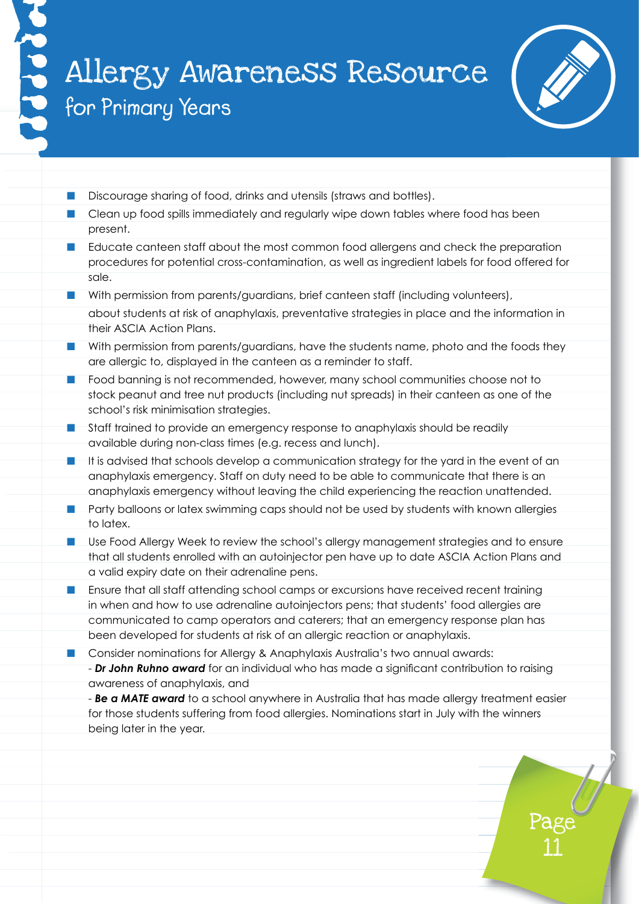- Discourage sharing of food, drinks and utensils (straws and bottles).
- Clean up food spills immediately and regularly wipe down tables where food has been present.
- Educate canteen staff about the most common food allergens and check the preparation procedures for potential cross-contamination, as well as ingredient labels for food offered for sale.
- With permission from parents/guardians, brief canteen staff (including volunteers), about students at risk of anaphylaxis, preventative strategies in place and the information in their ASCIA Action Plans.
- With permission from parents/guardians, have the students name, photo and the foods they are allergic to, displayed in the canteen as a reminder to staff.
- Food banning is not recommended, however, many school communities choose not to stock peanut and tree nut products (including nut spreads) in their canteen as one of the school's risk minimisation strategies.
- Staff trained to provide an emergency response to anaphylaxis should be readily available during non-class times (e.g. recess and lunch).
- It is advised that schools develop a communication strategy for the yard in the event of an anaphylaxis emergency. Staff on duty need to be able to communicate that there is an anaphylaxis emergency without leaving the child experiencing the reaction unattended.
- Party balloons or latex swimming caps should not be used by students with known allergies to latex.
- Use Food Allergy Week to review the school's allergy management strategies and to ensure that all students enrolled with an autoinjector pen have up to date ASCIA Action Plans and a valid expiry date on their adrenaline pens.
- Ensure that all staff attending school camps or excursions have received recent training in when and how to use adrenaline autoinjectors pens; that students' food allergies are communicated to camp operators and caterers; that an emergency response plan has been developed for students at risk of an allergic reaction or anaphylaxis.
- Consider nominations for Allergy & Anaphylaxis Australia's two annual awards:
  - ***Dr John Ruhno award*** for an individual who has made a significant contribution to raising awareness of anaphylaxis, and
  - ***Be a MATE award*** to a school anywhere in Australia that has made allergy treatment easier for those students suffering from food allergies. Nominations start in July with the winners being later in the year.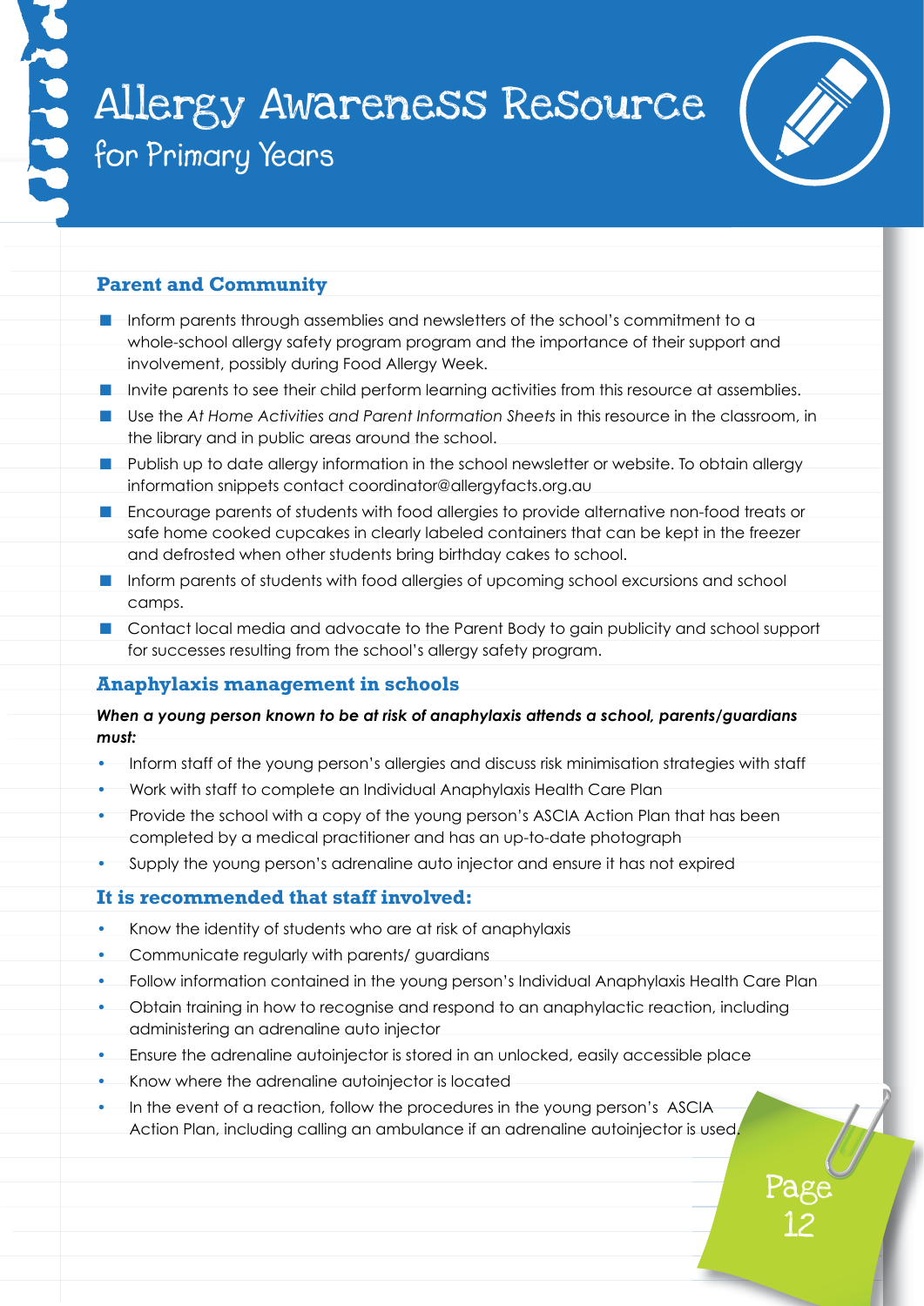# Allergy Awareness Resource

## for Primary Years

### Parent and Community

- Inform parents through assemblies and newsletters of the school's commitment to a whole-school allergy safety program program and the importance of their support and involvement, possibly during Food Allergy Week.
- Invite parents to see their child perform learning activities from this resource at assemblies.
- Use the *At Home Activities and Parent Information Sheets* in this resource in the classroom, in the library and in public areas around the school.
- Publish up to date allergy information in the school newsletter or website. To obtain allergy information snippets contact coordinator@allergyfacts.org.au
- Encourage parents of students with food allergies to provide alternative non-food treats or safe home cooked cupcakes in clearly labeled containers that can be kept in the freezer and defrosted when other students bring birthday cakes to school.
- Inform parents of students with food allergies of upcoming school excursions and school camps.
- Contact local media and advocate to the Parent Body to gain publicity and school support for successes resulting from the school's allergy safety program.

### Anaphylaxis management in schools

***When a young person known to be at risk of anaphylaxis attends a school, parents/guardians must:***

- Inform staff of the young person's allergies and discuss risk minimisation strategies with staff
- Work with staff to complete an Individual Anaphylaxis Health Care Plan
- Provide the school with a copy of the young person's ASCIA Action Plan that has been completed by a medical practitioner and has an up-to-date photograph
- Supply the young person's adrenaline auto injector and ensure it has not expired

### It is recommended that staff involved:

- Know the identity of students who are at risk of anaphylaxis
- Communicate regularly with parents/ guardians
- Follow information contained in the young person's Individual Anaphylaxis Health Care Plan
- Obtain training in how to recognise and respond to an anaphylactic reaction, including administering an adrenaline auto injector
- Ensure the adrenaline autoinjector is stored in an unlocked, easily accessible place
- Know where the adrenaline autoinjector is located
- In the event of a reaction, follow the procedures in the young person's ASCIA Action Plan, including calling an ambulance if an adrenaline autoinjector is used.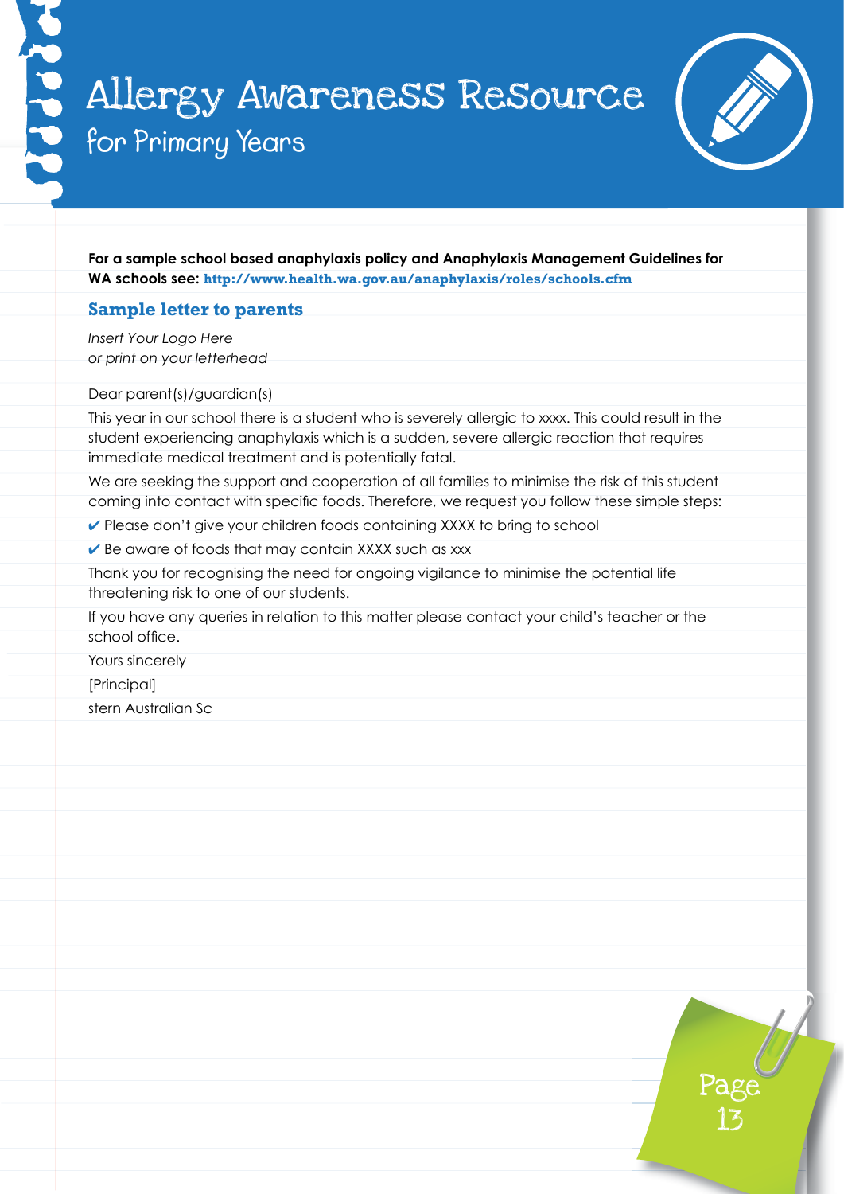**For a sample school based anaphylaxis policy and Anaphylaxis Management Guidelines for WA schools see: http://www.health.wa.gov.au/anaphylaxis/roles/schools.cfm**

## Sample letter to parents

*Insert Your Logo Here*
*or print on your letterhead*

Dear parent(s)/guardian(s)

This year in our school there is a student who is severely allergic to xxxx. This could result in the student experiencing anaphylaxis which is a sudden, severe allergic reaction that requires immediate medical treatment and is potentially fatal.

We are seeking the support and cooperation of all families to minimise the risk of this student coming into contact with specific foods. Therefore, we request you follow these simple steps:

✔ Please don't give your children foods containing XXXX to bring to school

✔ Be aware of foods that may contain XXXX such as xxx

Thank you for recognising the need for ongoing vigilance to minimise the potential life threatening risk to one of our students.

If you have any queries in relation to this matter please contact your child's teacher or the school office.

Yours sincerely

[Principal]

stern Australian Sc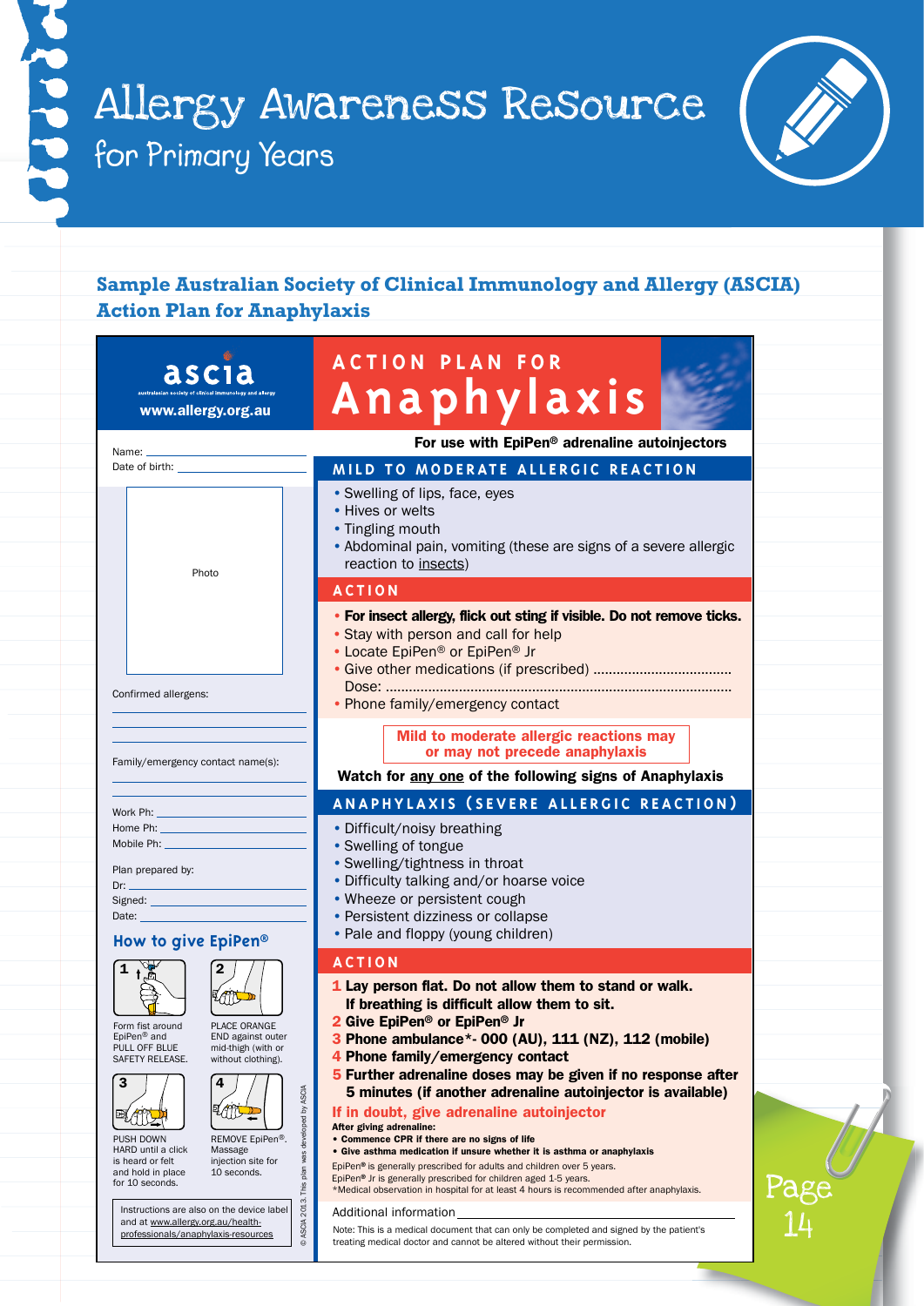# Allergy Awareness Resource
## for Primary Years

### Sample Australian Society of Clinical Immunology and Allergy (ASCIA) Action Plan for Anaphylaxis

**ascia**
australasian society of clinical immunology and allergy
www.allergy.org.au

# ACTION PLAN FOR Anaphylaxis

**For use with EpiPen® adrenaline autoinjectors**

Name: ____________________

Date of birth: ____________________

Photo

Confirmed allergens:
____________________
____________________
____________________

Family/emergency contact name(s):
____________________
____________________

Work Ph: ____________________

Home Ph: ____________________

Mobile Ph: ____________________

Plan prepared by:

Dr: ____________________

Signed: ____________________

Date: ____________________

### MILD TO MODERATE ALLERGIC REACTION

- Swelling of lips, face, eyes
- Hives or welts
- Tingling mouth
- Abdominal pain, vomiting (these are signs of a severe allergic reaction to insects)

### ACTION

- **For insect allergy, flick out sting if visible. Do not remove ticks.**
- Stay with person and call for help
- Locate EpiPen® or EpiPen® Jr
- Give other medications (if prescribed) ...................................
  Dose: ..........................................................................................
- Phone family/emergency contact

**Mild to moderate allergic reactions may or may not precede anaphylaxis**

**Watch for any one of the following signs of Anaphylaxis**

### ANAPHYLAXIS (SEVERE ALLERGIC REACTION)

- Difficult/noisy breathing
- Swelling of tongue
- Swelling/tightness in throat
- Difficulty talking and/or hoarse voice
- Wheeze or persistent cough
- Persistent dizziness or collapse
- Pale and floppy (young children)

### ACTION

1. **Lay person flat. Do not allow them to stand or walk. If breathing is difficult allow them to sit.**
2. **Give EpiPen® or EpiPen® Jr**
3. **Phone ambulance*- 000 (AU), 111 (NZ), 112 (mobile)**
4. **Phone family/emergency contact**
5. **Further adrenaline doses may be given if no response after 5 minutes (if another adrenaline autoinjector is available)**

**If in doubt, give adrenaline autoinjector**

**After giving adrenaline:**

- **Commence CPR if there are no signs of life**
- **Give asthma medication if unsure whether it is asthma or anaphylaxis**

EpiPen® is generally prescribed for adults and children over 5 years.
EpiPen® Jr is generally prescribed for children aged 1-5 years.
*Medical observation in hospital for at least 4 hours is recommended after anaphylaxis.

### How to give EpiPen®

1. Form fist around EpiPen® and PULL OFF BLUE SAFETY RELEASE.
2. PLACE ORANGE END against outer mid-thigh (with or without clothing).
3. PUSH DOWN HARD until a click is heard or felt and hold in place for 10 seconds.
4. REMOVE EpiPen®. Massage injection site for 10 seconds.

Instructions are also on the device label and at www.allergy.org.au/health-professionals/anaphylaxis-resources

© ASCIA 2013. This plan was developed by ASCIA

Additional information ____________________

Note: This is a medical document that can only be completed and signed by the patient's treating medical doctor and cannot be altered without their permission.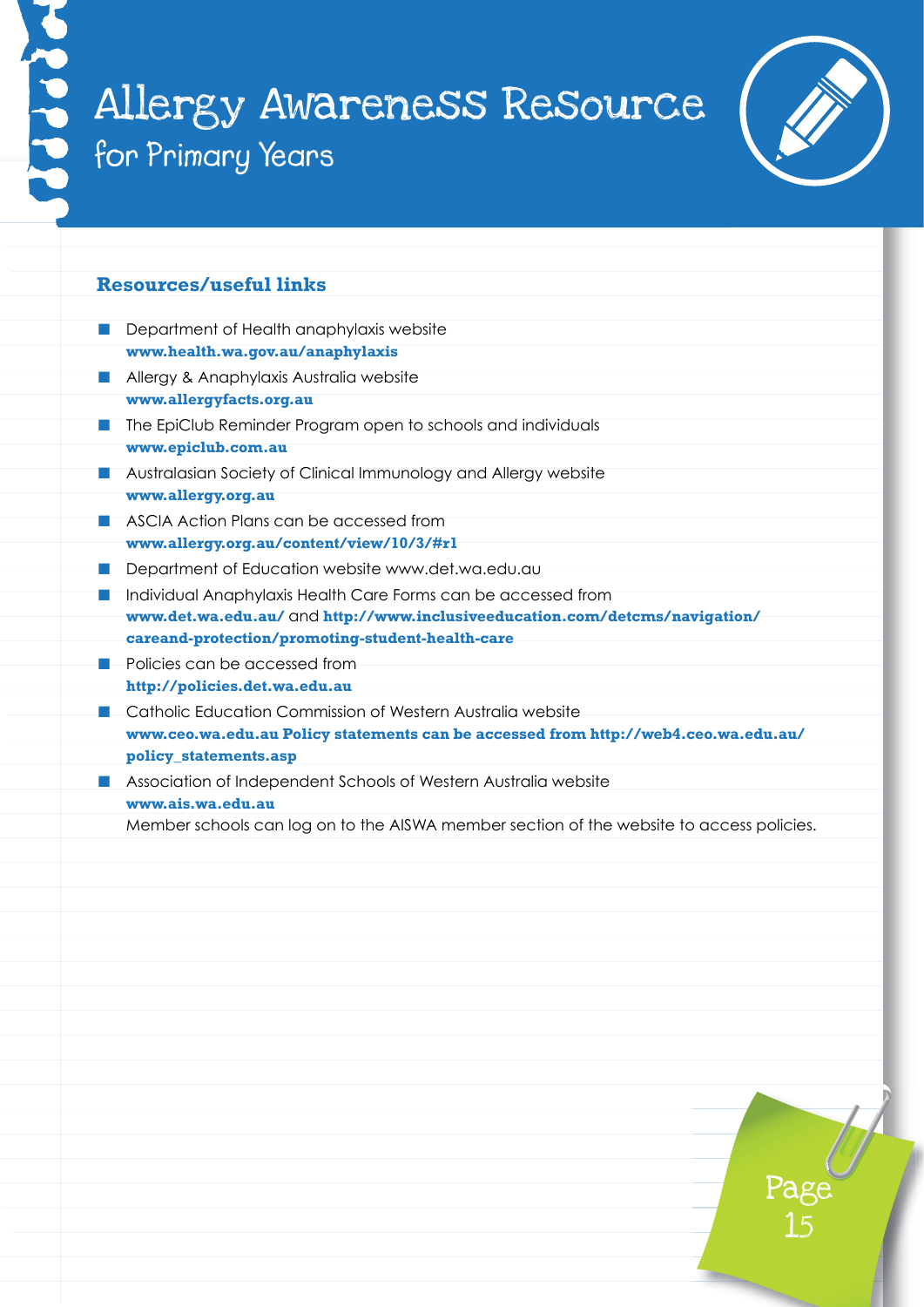## Resources/useful links

- Department of Health anaphylaxis website
  **www.health.wa.gov.au/anaphylaxis**
- Allergy & Anaphylaxis Australia website
  **www.allergyfacts.org.au**
- The EpiClub Reminder Program open to schools and individuals
  **www.epiclub.com.au**
- Australasian Society of Clinical Immunology and Allergy website
  **www.allergy.org.au**
- ASCIA Action Plans can be accessed from
  **www.allergy.org.au/content/view/10/3/#r1**
- Department of Education website www.det.wa.edu.au
- Individual Anaphylaxis Health Care Forms can be accessed from
  **www.det.wa.edu.au/** and **http://www.inclusiveeducation.com/detcms/navigation/careand-protection/promoting-student-health-care**
- Policies can be accessed from
  **http://policies.det.wa.edu.au**
- Catholic Education Commission of Western Australia website
  **www.ceo.wa.edu.au Policy statements can be accessed from http://web4.ceo.wa.edu.au/policy_statements.asp**
- Association of Independent Schools of Western Australia website
  **www.ais.wa.edu.au**
  Member schools can log on to the AISWA member section of the website to access policies.